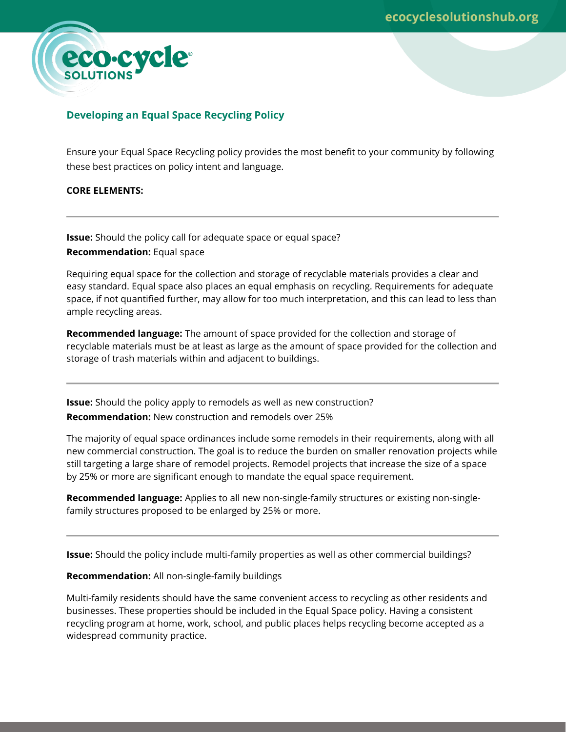# Developing an Equal Space Recycling Policy

Ensure your Equal Space Recycling policy provides the most benefit to your community by following these best practices on policy intent and language.

**CORE ELEMENTS:**

---

**Issue:** Should the policy call for adequate space or equal space?
**Recommendation:** Equal space

Requiring equal space for the collection and storage of recyclable materials provides a clear and easy standard. Equal space also places an equal emphasis on recycling. Requirements for adequate space, if not quantified further, may allow for too much interpretation, and this can lead to less than ample recycling areas.

**Recommended language:** The amount of space provided for the collection and storage of recyclable materials must be at least as large as the amount of space provided for the collection and storage of trash materials within and adjacent to buildings.

---

**Issue:** Should the policy apply to remodels as well as new construction?
**Recommendation:** New construction and remodels over 25%

The majority of equal space ordinances include some remodels in their requirements, along with all new commercial construction. The goal is to reduce the burden on smaller renovation projects while still targeting a large share of remodel projects. Remodel projects that increase the size of a space by 25% or more are significant enough to mandate the equal space requirement.

**Recommended language:** Applies to all new non-single-family structures or existing non-single-family structures proposed to be enlarged by 25% or more.

---

**Issue:** Should the policy include multi-family properties as well as other commercial buildings?

**Recommendation:** All non-single-family buildings

Multi-family residents should have the same convenient access to recycling as other residents and businesses. These properties should be included in the Equal Space policy. Having a consistent recycling program at home, work, school, and public places helps recycling become accepted as a widespread community practice.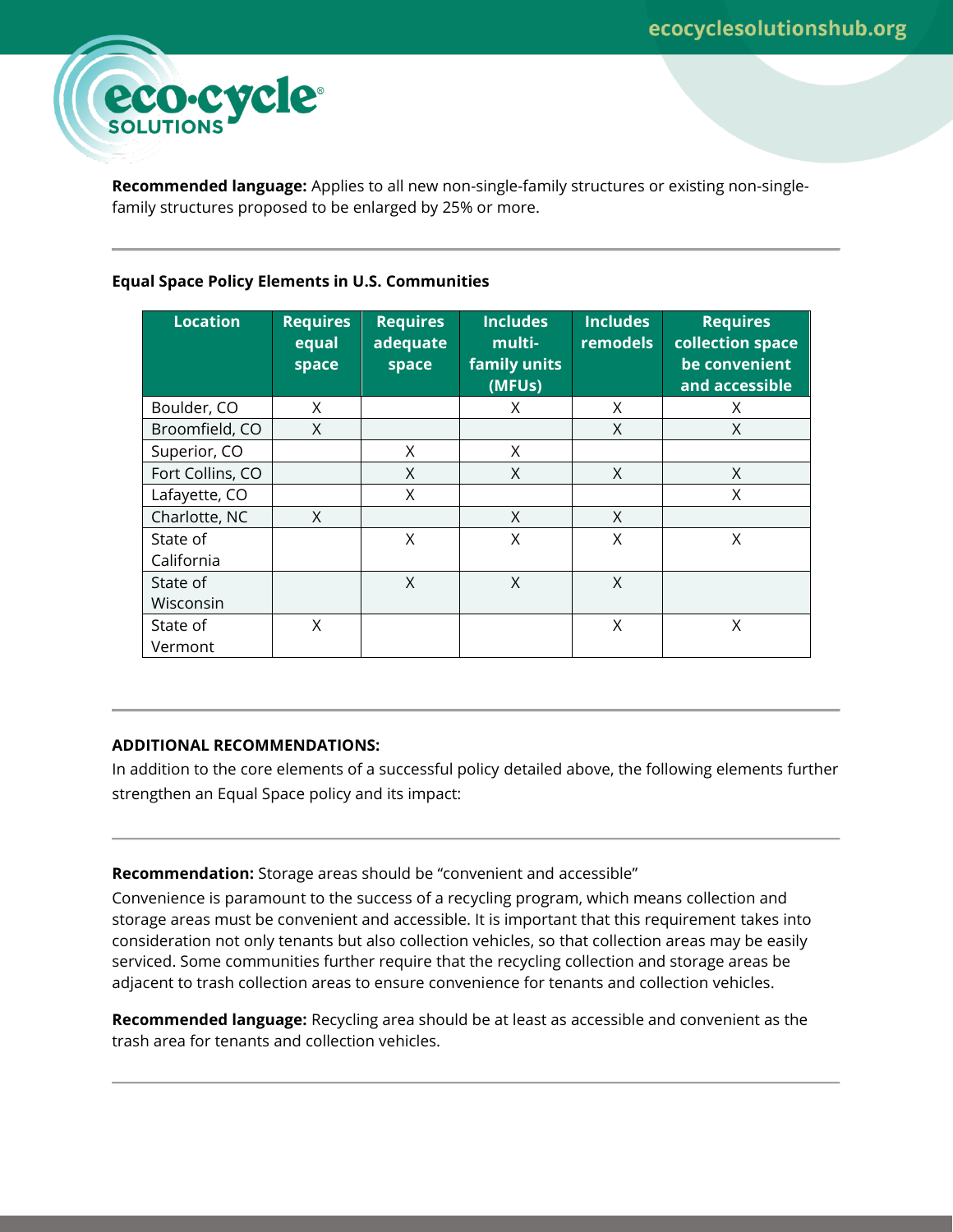**Recommended language:** Applies to all new non-single-family structures or existing non-single-family structures proposed to be enlarged by 25% or more.

---

**Equal Space Policy Elements in U.S. Communities**

| Location | Requires equal space | Requires adequate space | Includes multi-family units (MFUs) | Includes remodels | Requires collection space be convenient and accessible |
|---|---|---|---|---|---|
| Boulder, CO | X | | X | X | X |
| Broomfield, CO | X | | | X | X |
| Superior, CO | | X | X | | |
| Fort Collins, CO | | X | X | X | X |
| Lafayette, CO | | X | | | X |
| Charlotte, NC | X | | X | X | |
| State of California | | X | X | X | X |
| State of Wisconsin | | X | X | X | |
| State of Vermont | X | | | X | X |

---

**ADDITIONAL RECOMMENDATIONS:**

In addition to the core elements of a successful policy detailed above, the following elements further strengthen an Equal Space policy and its impact:

---

**Recommendation:** Storage areas should be "convenient and accessible"

Convenience is paramount to the success of a recycling program, which means collection and storage areas must be convenient and accessible. It is important that this requirement takes into consideration not only tenants but also collection vehicles, so that collection areas may be easily serviced. Some communities further require that the recycling collection and storage areas be adjacent to trash collection areas to ensure convenience for tenants and collection vehicles.

**Recommended language:** Recycling area should be at least as accessible and convenient as the trash area for tenants and collection vehicles.

---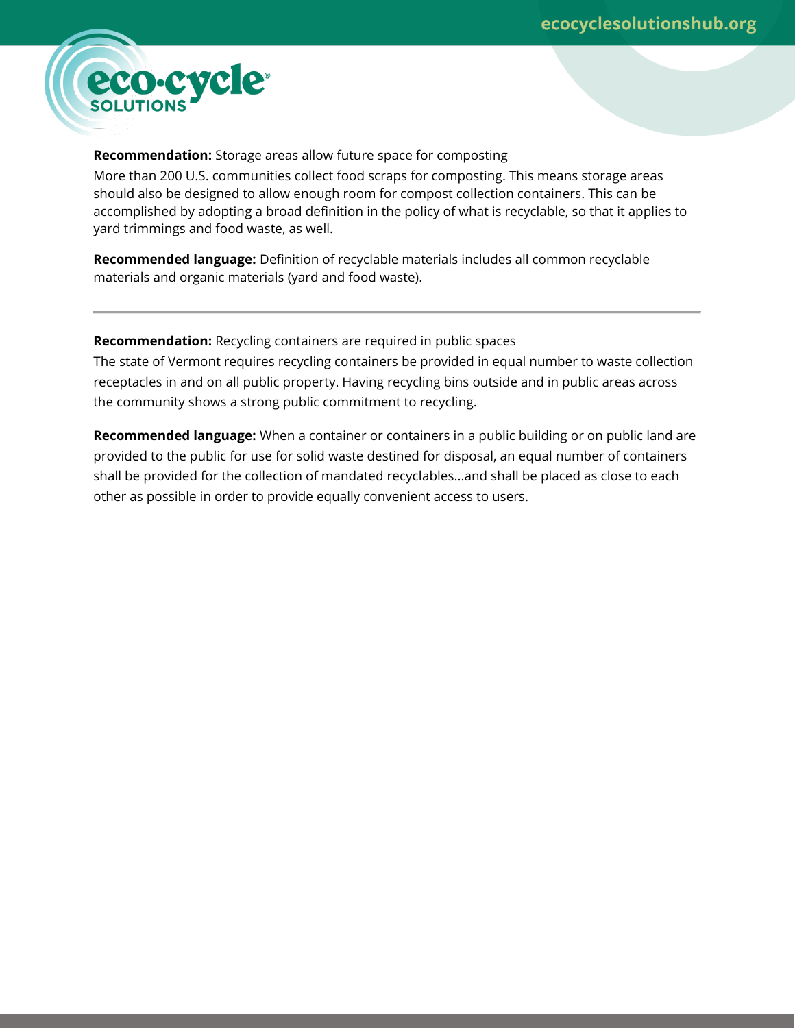**Recommendation:** Storage areas allow future space for composting

More than 200 U.S. communities collect food scraps for composting. This means storage areas should also be designed to allow enough room for compost collection containers. This can be accomplished by adopting a broad definition in the policy of what is recyclable, so that it applies to yard trimmings and food waste, as well.

**Recommended language:** Definition of recyclable materials includes all common recyclable materials and organic materials (yard and food waste).

---

**Recommendation:** Recycling containers are required in public spaces

The state of Vermont requires recycling containers be provided in equal number to waste collection receptacles in and on all public property. Having recycling bins outside and in public areas across the community shows a strong public commitment to recycling.

**Recommended language:** When a container or containers in a public building or on public land are provided to the public for use for solid waste destined for disposal, an equal number of containers shall be provided for the collection of mandated recyclables…and shall be placed as close to each other as possible in order to provide equally convenient access to users.